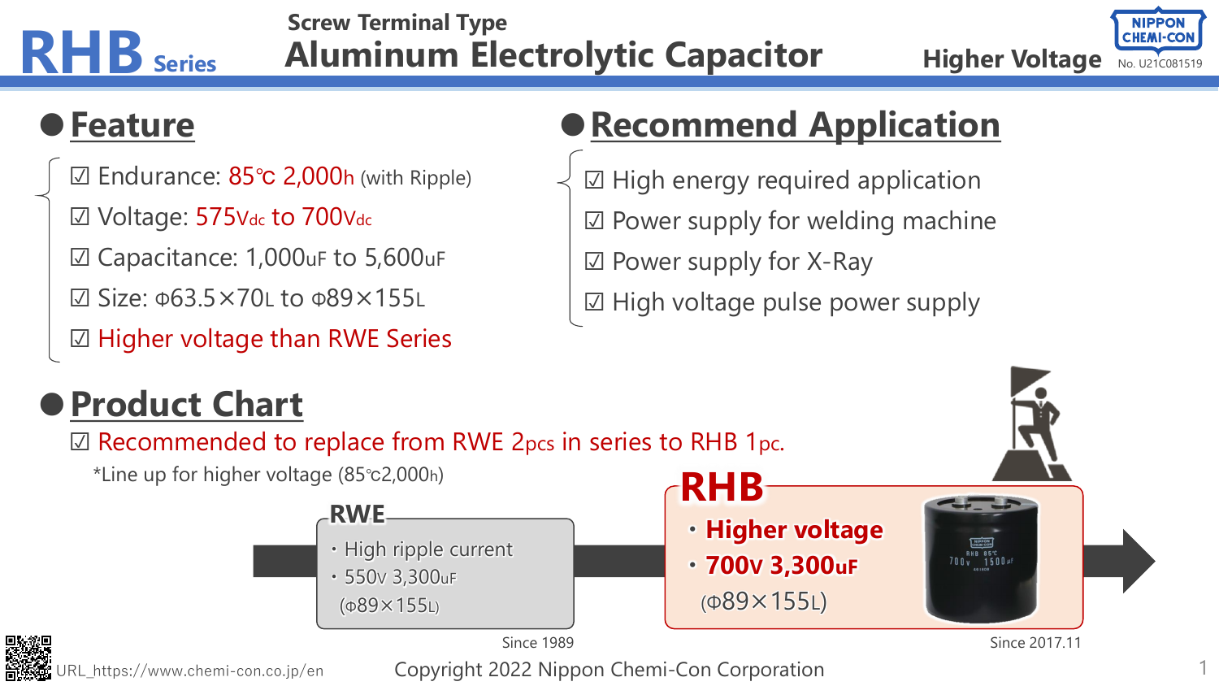# RHB Series

## Screw Terminal Type
## Aluminum Electrolytic Capacitor

Higher Voltage

NIPPON CHEMI-CON

No. U21C081519

## ● Feature

- ☑ Endurance: 85℃ 2,000h (with Ripple)
- ☑ Voltage: 575Vdc to 700Vdc
- ☑ Capacitance: 1,000uF to 5,600uF
- ☑ Size: Φ63.5×70L to Φ89×155L
- ☑ Higher voltage than RWE Series

## ● Recommend Application

- ☑ High energy required application
- ☑ Power supply for welding machine
- ☑ Power supply for X-Ray
- ☑ High voltage pulse power supply

## ● Product Chart

☑ Recommended to replace from RWE 2pcs in series to RHB 1pc.

*Line up for higher voltage (85℃2,000h)

**RWE**

- High ripple current
- 550V 3,300uF (Φ89×155L)

Since 1989

**RHB**

- **Higher voltage**
- **700V 3,300uF** (Φ89×155L)

Since 2017.11

URL_https://www.chemi-con.co.jp/en

Copyright 2022 Nippon Chemi-Con Corporation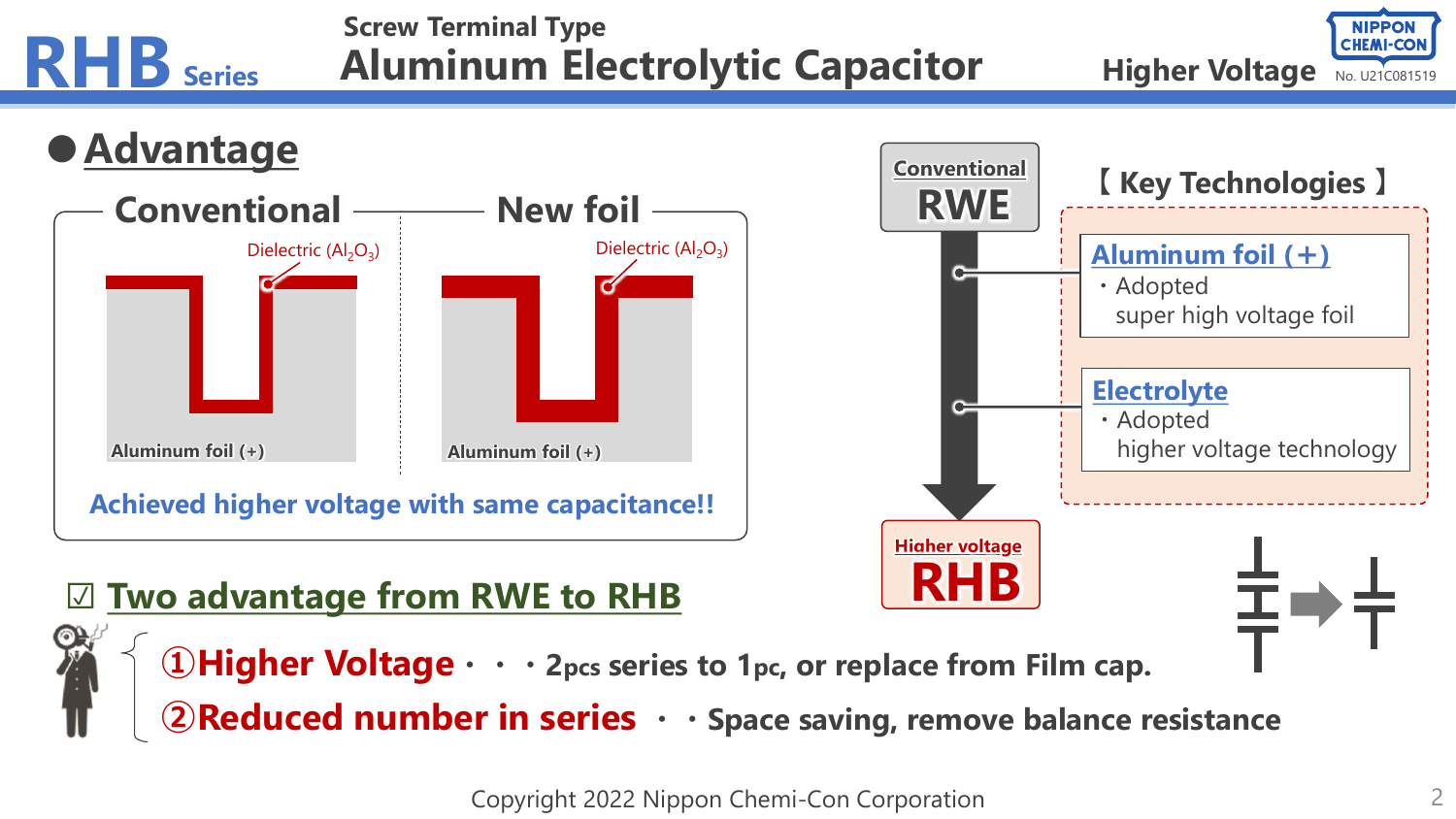# RHB Series

## Screw Terminal Type
## Aluminum Electrolytic Capacitor

Higher Voltage

NIPPON CHEMI-CON

No. U21C081519

## ● Advantage

**Conventional** | **New foil**

Dielectric ($Al_2O_3$)

Aluminum foil (+)

Dielectric ($Al_2O_3$)

Aluminum foil (+)

**Achieved higher voltage with same capacitance!!**

Conventional
**RWE**

Higher voltage
**RHB**

### 【 Key Technologies 】

**Aluminum foil (+)**
・Adopted super high voltage foil

**Electrolyte**
・Adopted higher voltage technology

### ☑ Two advantage from RWE to RHB

**①Higher Voltage**・・・2pcs series to 1pc, or replace from Film cap.

**②Reduced number in series** ・・Space saving, remove balance resistance

Copyright 2022 Nippon Chemi-Con Corporation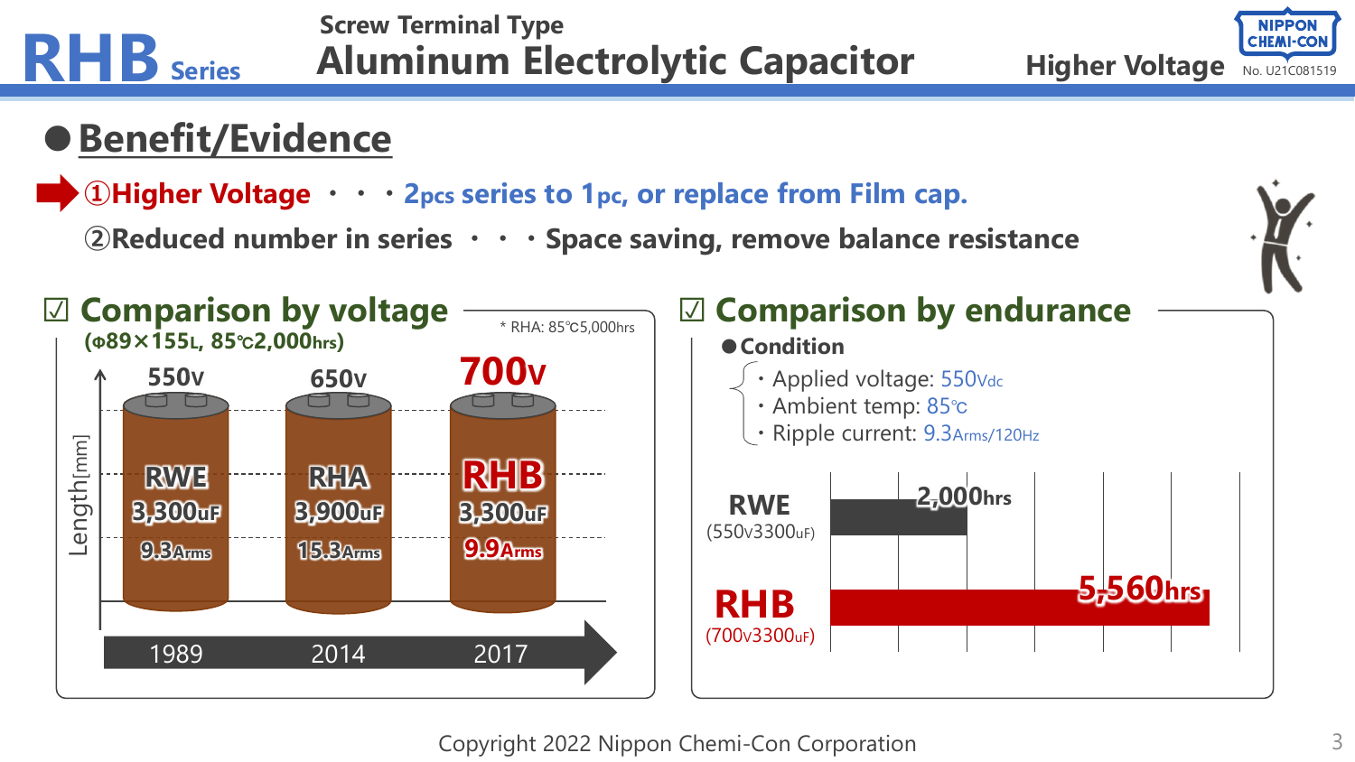# RHB Series — Screw Terminal Type Aluminum Electrolytic Capacitor

Higher Voltage

No. U21C081519

## Benefit/Evidence

**①Higher Voltage** ・・・ **2pcs series to 1pc, or replace from Film cap.**

**②Reduced number in series** ・・・ **Space saving, remove balance resistance**

### ☑ Comparison by voltage

(Φ89×155L, 85℃2,000hrs)

\* RHA: 85℃5,000hrs

| Year | 1989 | 2014 | 2017 |
|---|---|---|---|
| Voltage | 550v | 650v | 700v |
| Series | RWE | RHA | RHB |
| Capacitance | 3,300uF | 3,900uF | 3,300uF |
| Ripple current | 9.3Arms | 15.3Arms | 9.9Arms |

### ☑ Comparison by endurance

**● Condition**

- Applied voltage: 550Vdc
- Ambient temp: 85℃
- Ripple current: 9.3Arms/120Hz

| Series | Endurance |
|---|---|
| RWE (550v3300uF) | 2,000hrs |
| RHB (700v3300uF) | 5,560hrs |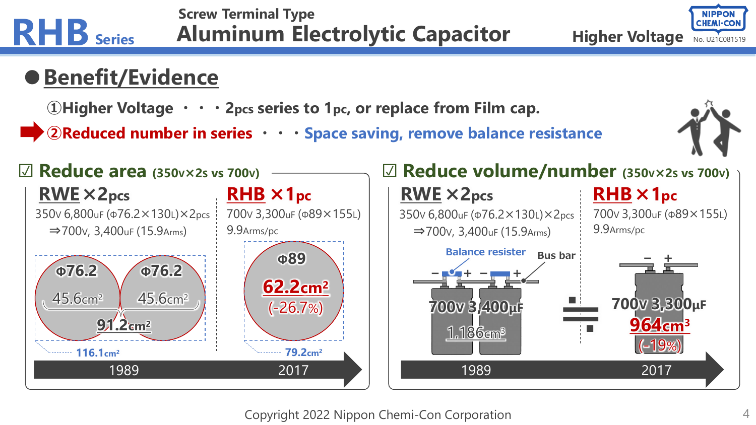# RHB Series

## Screw Terminal Type
## Aluminum Electrolytic Capacitor

Higher Voltage

NIPPON CHEMI-CON

No. U21C081519

## ● Benefit/Evidence

①Higher Voltage ・・・2pcs series to 1pc, or replace from Film cap.

**②Reduced number in series** ・・・Space saving, remove balance resistance

### ☑ Reduce area (350v×2s vs 700v)

**RWE ×2pcs**

350v 6,800uF (Φ76.2×130L)×2pcs
⇒700v, 3,400uF (15.9Arms)

Φ76.2
45.6cm²

Φ76.2
45.6cm²

91.2cm²

116.1cm²

**RHB ×1pc**

700v 3,300uF (Φ89×155L)
9.9Arms/pc

Φ89
62.2cm²
(-26.7%)

79.2cm²

1989
2017

### ☑ Reduce volume/number (350v×2s vs 700v)

**RWE ×2pcs**

350v 6,800uF (Φ76.2×130L)×2pcs
⇒700v, 3,400uF (15.9Arms)

Balance resister

Bus bar

700v 3,400μF
1,186cm³

≒

**RHB ×1pc**

700v 3,300uF (Φ89×155L)
9.9Arms/pc

700v 3,300μF
964cm³
(-19%)

1989
2017

Copyright 2022 Nippon Chemi-Con Corporation